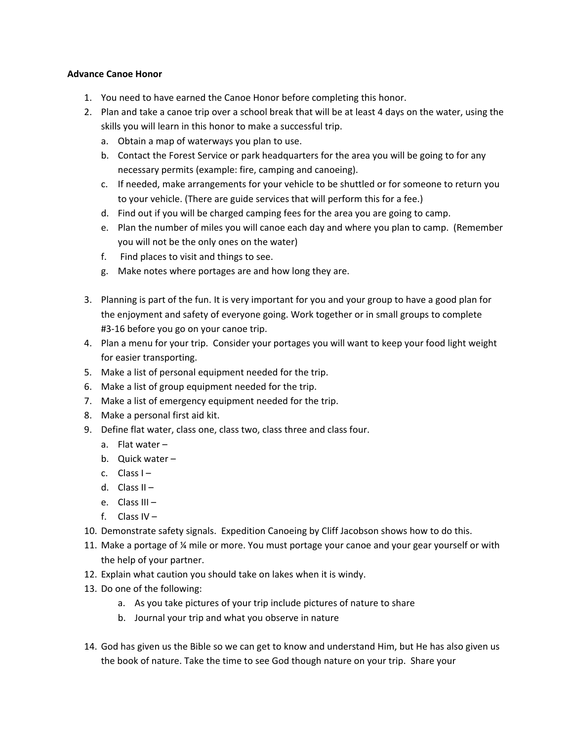**Advance Canoe Honor**

1. You need to have earned the Canoe Honor before completing this honor.
2. Plan and take a canoe trip over a school break that will be at least 4 days on the water, using the skills you will learn in this honor to make a successful trip.
    a. Obtain a map of waterways you plan to use.
    b. Contact the Forest Service or park headquarters for the area you will be going to for any necessary permits (example: fire, camping and canoeing).
    c. If needed, make arrangements for your vehicle to be shuttled or for someone to return you to your vehicle. (There are guide services that will perform this for a fee.)
    d. Find out if you will be charged camping fees for the area you are going to camp.
    e. Plan the number of miles you will canoe each day and where you plan to camp. (Remember you will not be the only ones on the water)
    f. Find places to visit and things to see.
    g. Make notes where portages are and how long they are.

3. Planning is part of the fun. It is very important for you and your group to have a good plan for the enjoyment and safety of everyone going. Work together or in small groups to complete #3-16 before you go on your canoe trip.
4. Plan a menu for your trip. Consider your portages you will want to keep your food light weight for easier transporting.
5. Make a list of personal equipment needed for the trip.
6. Make a list of group equipment needed for the trip.
7. Make a list of emergency equipment needed for the trip.
8. Make a personal first aid kit.
9. Define flat water, class one, class two, class three and class four.
    a. Flat water –
    b. Quick water –
    c. Class I –
    d. Class II –
    e. Class III –
    f. Class IV –
10. Demonstrate safety signals. Expedition Canoeing by Cliff Jacobson shows how to do this.
11. Make a portage of ¼ mile or more. You must portage your canoe and your gear yourself or with the help of your partner.
12. Explain what caution you should take on lakes when it is windy.
13. Do one of the following:
    a. As you take pictures of your trip include pictures of nature to share
    b. Journal your trip and what you observe in nature

14. God has given us the Bible so we can get to know and understand Him, but He has also given us the book of nature. Take the time to see God though nature on your trip. Share your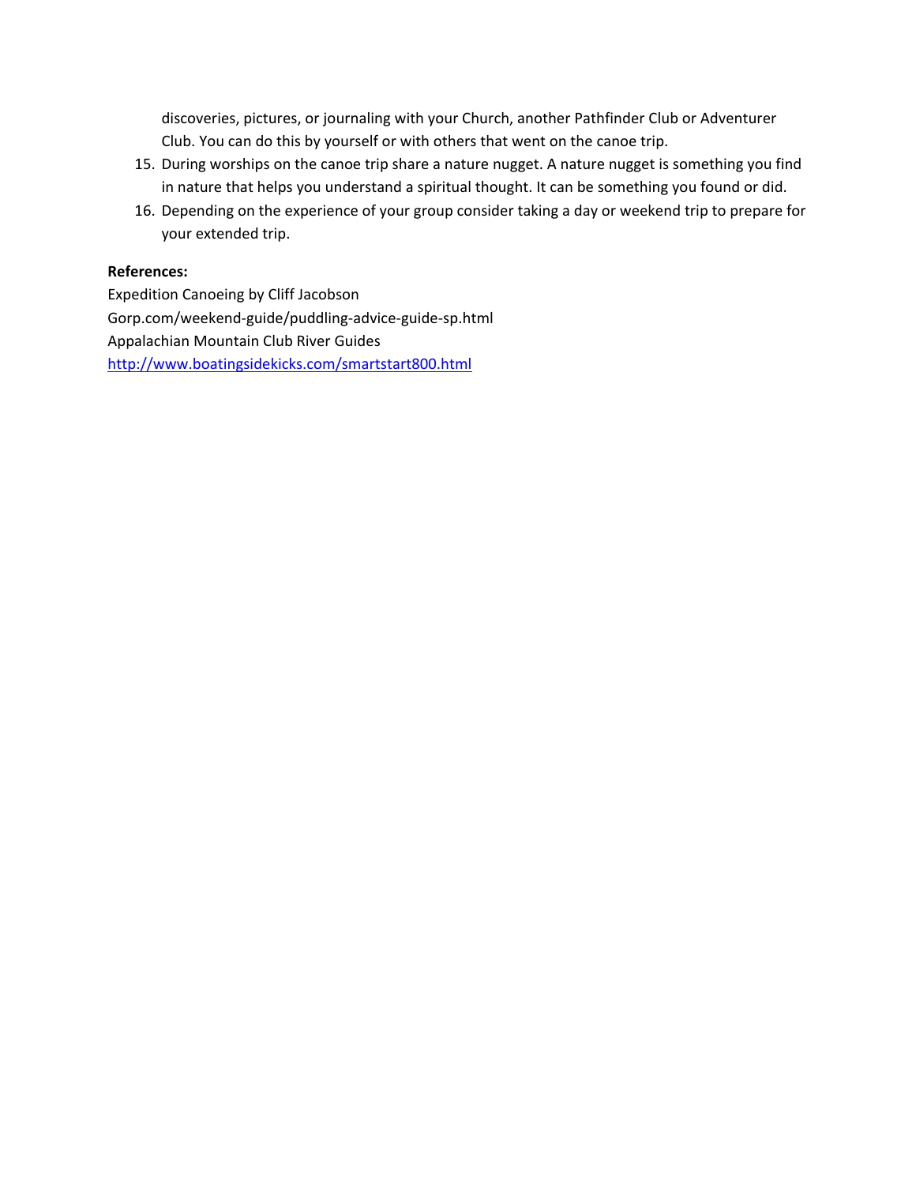discoveries, pictures, or journaling with your Church, another Pathfinder Club or Adventurer Club. You can do this by yourself or with others that went on the canoe trip.

15. During worships on the canoe trip share a nature nugget. A nature nugget is something you find in nature that helps you understand a spiritual thought. It can be something you found or did.
16. Depending on the experience of your group consider taking a day or weekend trip to prepare for your extended trip.

**References:**

Expedition Canoeing by Cliff Jacobson
Gorp.com/weekend-guide/puddling-advice-guide-sp.html
Appalachian Mountain Club River Guides
http://www.boatingsidekicks.com/smartstart800.html